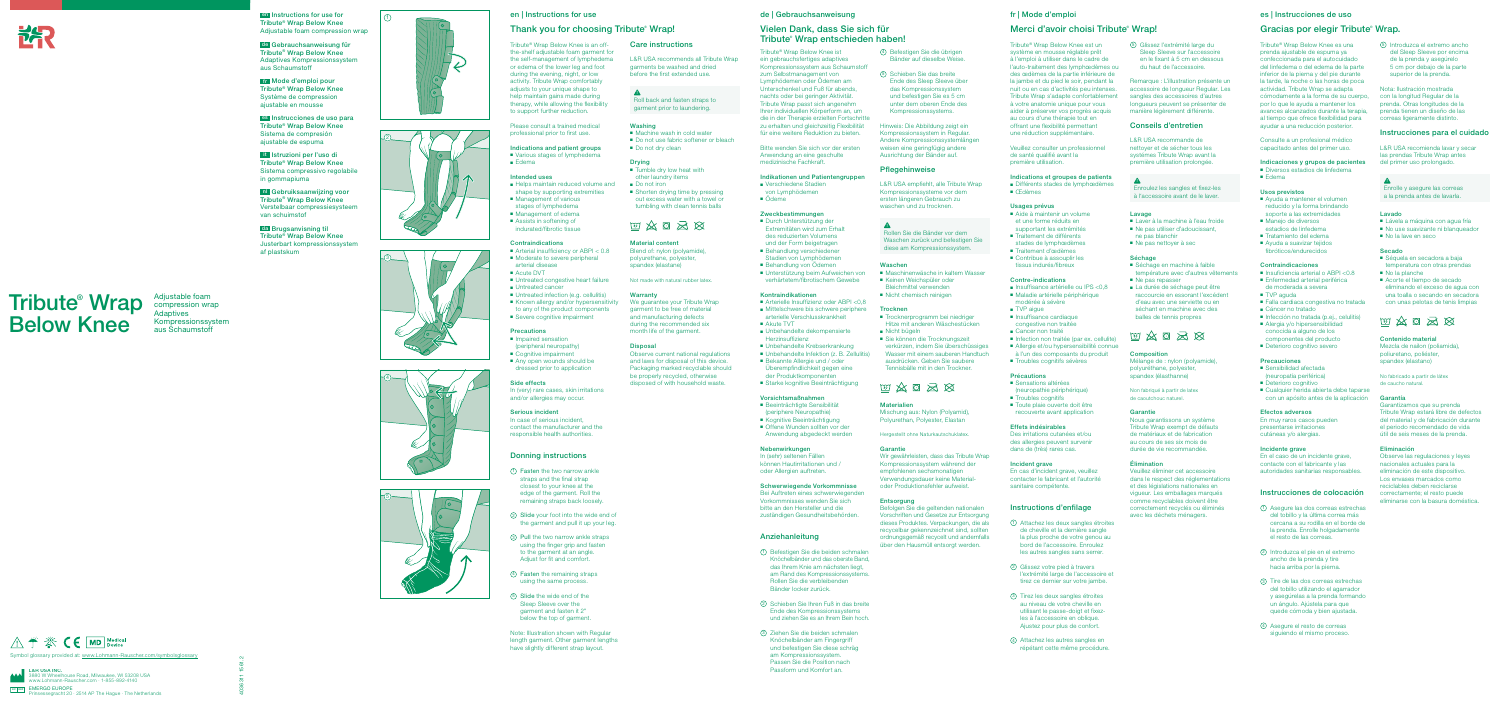L&R

**EN** Instructions for use for Tribute® Wrap Below Knee Adjustable foam compression wrap

**DE** Gebrauchsanweisung für Tribute® Wrap Below Knee Adaptives Kompressionssystem aus Schaumstoff

**FR** Mode d'emploi pour Tribute® Wrap Below Knee Système de compression ajustable en mousse

**ES** Instrucciones de uso para Tribute® Wrap Below Knee Sistema de compresión ajustable de espuma

**IT** Istruzioni per l'uso di Tribute® Wrap Below Knee Sistema compressivo regolabile in gommapiuma

**NL** Gebruiksaanwijzing voor Tribute® Wrap Below Knee Verstelbaar compressiesysteem van schuimstof

**DA** Brugsanvisning til Tribute® Wrap Below Knee Justerbart kompressionssystem af plastskum

# Tribute® Wrap Below Knee

Adjustable foam compression wrap
Adaptives Kompressionssystem aus Schaumstoff

Symbol glossary provided at: www.Lohmann-Rauscher.com/symbolglossary

L&R USA INC.
3880 W Wheelhouse Road, Milwaukee, WI 53208 USA
www.Lohmann-Rauscher.com · 1-855-480-4140

EMERGO EUROPE
Prinsessegracht 20 · 2514 AP The Hague · The Netherlands

## en | Instructions for use

### Thank you for choosing Tribute® Wrap!

Tribute® Wrap Below Knee is an off-the-shelf adjustable foam garment for the self-management of lymphedema or edema of the lower leg and foot during the evening, night, or low activity. Tribute Wrap comfortably adjusts to your unique shape to help maintain gains made during therapy, while allowing the flexibility to support further reduction.

Please consult a trained medical professional prior to first use.

**Indications and patient groups**
- Various stages of lymphedema
- Edema

**Intended uses**
- Helps maintain reduced volume and shape by supporting extremities
- Management of various stages of lymphedema
- Management of edema
- Assists in softening of indurated/fibrotic tissue

**Contraindications**
- Arterial insufficiency or ABPI < 0.8
- Moderate to severe peripheral arterial disease
- Acute DVT
- Untreated congestive heart failure
- Untreated cancer
- Untreated infection (e.g. cellulitis)
- Known allergy and/or hypersensitivity to any of the product components
- Severe cognitive impairment

**Precautions**
- Impaired sensation (peripheral neuropathy)
- Cognitive impairment
- Any open wounds should be dressed prior to application

**Side effects**
In (very) rare cases, skin irritations and/or allergies may occur.

**Serious incident**
In case of serious incident, contact the manufacturer and the responsible health authorities.

### Donning instructions

1. **Fasten** the two narrow ankle straps and the final strap closest to your knee at the edge of the garment. Roll the remaining straps back loosely.
2. **Slide** your foot into the wide end of the garment and pull it up your leg.
3. **Pull** the two narrow ankle straps using the finger grip and fasten to the garment at an angle. Adjust for fit and comfort.
4. **Fasten** the remaining straps using the same process.
5. **Slide** the wide end of the Sleep Sleeve over the garment and fasten it 2" below the top of garment.

Note: Illustration shown with Regular length garment. Other garment lengths have slightly different strap layout.

### Care instructions

L&R USA recommends all Tribute Wrap garments be washed and dried before the first extended use.

Roll back and fasten straps to garment prior to laundering.

**Washing**
- Machine wash in cold water
- Do not use fabric softener or bleach
- Do not dry clean

**Drying**
- Tumble dry low heat with other laundry items
- Do not iron
- Shorten drying time by pressing out excess water with a towel or tumbling with clean tennis balls

**Material content**
Blend of: nylon (polyamide), polyurethane, polyester, spandex (elastane)

Not made with natural rubber latex.

**Warranty**
We guarantee your Tribute Wrap garment to be free of material and manufacturing defects during the recommended six month life of the garment.

**Disposal**
Observe current national regulations and laws for disposal of this device. Packaging marked recyclable should be properly recycled, otherwise disposed of with household waste.

## de | Gebrauchsanweisung

### Vielen Dank, dass Sie sich für Tribute® Wrap entschieden haben!

Tribute® Wrap Below Knee ist ein gebrauchsfertiges adaptives Kompressionssystem aus Schaumstoff zum Selbstmanagement von Lymphödemen oder Ödemen am Unterschenkel und Fuß für abends, nachts oder bei geringer Aktivität. Tribute Wrap passt sich angenehm Ihrer individuellen Körperform an, um die in der Therapie erzielten Fortschritte zu erhalten und gleichzeitig Flexibilität für eine weitere Reduktion zu bieten.

Bitte wenden Sie sich vor der ersten Anwendung an eine geschulte medizinische Fachkraft.

**Indikationen und Patientengruppen**
- Verschiedene Stadien von Lymphödemen
- Ödeme

**Zweckbestimmungen**
- Durch Unterstützung der Extremitäten wird zum Erhalt des reduzierten Volumens und der Form beigetragen
- Behandlung verschiedener Stadien von Lymphödemen
- Behandlung von Ödemen
- Unterstützung beim Aufweichen von verhärtetem/fibrotischem Gewebe

**Kontraindikationen**
- Arterielle Insuffizienz oder ABPI <0,8
- Mittelschwere bis schwere periphere arterielle Verschlusskrankheit
- Akute TVT
- Unbehandelte dekompensierte Herzinsuffizienz
- Unbehandelte Krebserkrankung
- Unbehandelte Infektion (z. B. Zellulitis)
- Bekannte Allergie und / oder Überempfindlichkeit gegen eine der Produktkomponenten
- Starke kognitive Beeinträchtigung

**Vorsichtsmaßnahmen**
- Beeinträchtigte Sensibilität (periphere Neuropathie)
- Kognitive Beeinträchtigung
- Offene Wunden sollten vor der Anwendung abgedeckt werden

**Nebenwirkungen**
In (sehr) seltenen Fällen können Hautirritationen und / oder Allergien auftreten.

**Schwerwiegende Vorkommnisse**
Bei Auftreten eines schwerwiegenden Vorkommnisses wenden Sie sich bitte an den Hersteller und die zuständigen Gesundheitsbehörden.

### Anziehanleitung

1. Befestigen Sie die beiden schmalen Knöchelbänder und das oberste Band, das Ihrem Knie am nächsten liegt, am Rand des Kompressionssystems. Rollen Sie die verbleibenden Bänder locker zurück.
2. Schieben Sie Ihren Fuß in das breite Ende des Kompressionssystems und ziehen Sie es an Ihrem Bein hoch.
3. Ziehen Sie die beiden schmalen Knöchelbänder am Fingergriff und befestigen Sie diese schräg am Kompressionssystem. Passen Sie die Position nach Passform und Komfort an.
4. Befestigen Sie die übrigen Bänder auf dieselbe Weise.
5. Schieben Sie das breite Ende des Sleep Sleeve über das Kompressionssystem und befestigen Sie es 5 cm unter dem oberen Ende des Kompressionssystems.

Hinweis: Die Abbildung zeigt ein Kompressionssystem in Regular. Andere Kompressionssystemlängen weisen eine geringfügig andere Ausrichtung der Bänder auf.

### Pflegehinweise

L&R USA empfiehlt, alle Tribute Wrap Kompressionssysteme vor dem ersten längeren Gebrauch zu waschen und zu trocknen.

Rollen Sie die Bänder vor dem Waschen zurück und befestigen Sie diese am Kompressionssystem.

**Waschen**
- Maschinenwäsche in kaltem Wasser
- Keinen Weichspüler oder Bleichmittel verwenden
- Nicht chemisch reinigen

**Trocknen**
- Trocknerprogramm bei niedriger Hitze mit anderen Wäschestücken
- Nicht bügeln
- Sie können die Trocknungszeit verkürzen, indem Sie überschüssiges Wasser mit einem sauberen Handtuch ausdrücken. Geben Sie saubere Tennisbälle mit in den Trockner.

**Materialien**
Mischung aus: Nylon (Polyamid), Polyurethan, Polyester, Elasthan

Hergestellt ohne Naturkautschuklatex.

**Garantie**
Wir gewährleisten, dass Ihr Tribute Wrap Kompressionssystem während der empfohlenen sechsmonatigen Verwendungsdauer keine Material- oder Produktionsfehler aufweist.

**Entsorgung**
Befolgen Sie die geltenden nationalen Vorschriften und Gesetze zur Entsorgung dieses Produktes. Verpackungen, die als recycelbar gekennzeichnet sind, sollten ordnungsgemäß recycelt und andernfalls über den Hausmüll entsorgt werden.

## fr | Mode d'emploi

### Merci d'avoir choisi Tribute® Wrap!

Tribute® Wrap Below Knee est un système en mousse réglable prêt à l'emploi à utiliser dans le cadre de l'auto-traitement des lymphœdèmes ou des œdèmes de la partie inférieure de la jambe et du pied le soir, pendant la nuit ou en cas d'activités peu intenses. Tribute Wrap s'adapte confortablement à votre anatomie unique pour vous aider à préserver vos progrès acquis au cours d'une thérapie tout en offrant une flexibilité permettant une réduction supplémentaire.

Veuillez consulter un professionnel de santé qualifié avant la première utilisation.

**Indications et groupes de patients**
- Différents stades de lymphœdèmes
- Œdèmes

**Usages prévus**
- Aide à maintenir un volume et une forme réduits en supportant les extrémités
- Traitement de différents stades de lymphœdèmes
- Traitement d'œdèmes
- Contribue à assouplir les tissus indurés/fibreux

**Contre-indications**
- Insuffisance artérielle ou IPS <0,8
- Maladie artérielle périphérique modérée à sévère
- TVP aiguë
- Insuffisance cardiaque congestive non traitée
- Cancer non traité
- Infection non traitée (par ex. cellulite)
- Allergie et/ou hypersensibilité connue à l'un des composants du produit
- Troubles cognitifs sévères

**Précautions**
- Sensations altérées (neuropathie périphérique)
- Troubles cognitifs
- Toute plaie ouverte doit être recouverte avant application.

**Effets indésirables**
Des irritations cutanées et/ou des allergies peuvent survenir dans de (très) rares cas.

**Incident grave**
En cas d'incident grave, veuillez contacter le fabricant et l'autorité sanitaire compétente.

### Instructions d'enfilage

1. Attachez les deux sangles étroites de cheville et la dernière sangle la plus proche de votre genou au bord de l'accessoire. Enroulez les autres sangles sans serrer.
2. Glissez votre pied à travers l'extrémité large de l'accessoire et tirez ce dernier sur votre jambe.
3. Tirez les deux sangles étroites au niveau de votre cheville en utilisant la passe-doigt et fixez-les à l'accessoire en oblique. Ajustez pour plus de confort.
4. Attachez les autres sangles en répétant cette même procédure.
5. Glissez l'extrémité large du Sleep Sleeve sur l'accessoire en le fixant à 5 cm en dessous du haut de l'accessoire.

Remarque : L'illustration présente un accessoire de longueur Regular. Les sangles des accessoires d'autres longueurs peuvent se présenter de manière légèrement différente.

### Conseils d'entretien

L&R USA recommande de nettoyer et de sécher tous les systèmes Tribute Wrap avant la première utilisation prolongée.

Enroulez les sangles et fixez-les à l'accessoire avant de le laver.

**Lavage**
- Laver à la machine à l'eau froide
- Ne pas utiliser d'adoucissant, ne pas blanchir
- Ne pas nettoyer à sec

**Séchage**
- Séchage en machine à faible température avec d'autres vêtements
- Ne pas repasser
- La durée de séchage peut être raccourcie en essorant l'excédent d'eau avec une serviette ou en séchant en machine avec des balles de tennis propres

**Composition**
Mélange de : nylon (polyamide), polyuréthane, polyester, spandex (élasthanne)

Non fabriqué à partir de latex de caoutchouc naturel.

**Garantie**
Nous garantissons un système Tribute Wrap exempt de défauts de matériaux et de fabrication au cours de ses six mois de durée de vie recommandés.

**Élimination**
Veuillez éliminer cet accessoire dans le respect des réglementations et des législations nationales en vigueur. Les emballages marqués comme recyclables doivent être correctement recyclés ou éliminés avec les déchets ménagers.

## es | Instrucciones de uso

### Gracias por elegir Tribute® Wrap.

Tribute® Wrap Below Knee es una prenda ajustable de espuma ya confeccionada para el autocuidado del linfedema o del edema de la parte inferior de la pierna y del pie durante la tarde, la noche o las horas de poca actividad. Tribute Wrap se adapta cómodamente a la forma de su cuerpo, por lo que le ayuda a mantener los avances adquiridos durante la terapia, al tiempo que ofrece flexibilidad para ayudar a una reducción posterior.

Consulte a un profesional médico capacitado antes del primer uso.

**Indicaciones y grupos de pacientes**
- Diversos estados de linfedema
- Edema

**Usos previstos**
- Ayuda a mantener el volumen reducido y la forma brindando soporte a las extremidades
- Manejo de diversos estadios de linfedema
- Tratamiento del edema
- Ayuda a suavizar tejidos fibróticos/endurecidos

**Contraindicaciones**
- Insuficiencia arterial o ABPI <0,8
- Enfermedad arterial periférica de moderada a severa
- TVP aguda
- Falla cardíaca congestiva no tratada
- Cáncer no tratado
- Infección no tratada (p.ej., celulitis)
- Alergia y/o hipersensibilidad conocida a alguno de los componentes del producto
- Deterioro cognitivo severo

**Precauciones**
- Sensibilidad afectada (neuropatía periférica)
- Deterioro cognitivo
- Cualquier herida abierta debe taparse con un apósito antes de la aplicación

**Efectos adversos**
En muy raros casos pueden presentarse irritaciones cutáneas y/o alergias.

**Incidente grave**
En el caso de un incidente grave, contacte con el fabricante y las autoridades sanitarias responsables.

### Instrucciones de colocación

1. Asegure las dos correas estrechas del tobillo y la última correa más cercana a su rodilla en el borde de la prenda. Enrolle holgadamente el resto de las correas.
2. Introduzca el pie en el extremo ancho de la prenda y tire hacia arriba por la pierna.
3. Tire de las dos correas estrechas del tobillo utilizando el agarrador y asegúrelas a la prenda formando un ángulo. Ajústela para que quede cómoda y bien ajustada.
4. Asegure el resto de correas siguiendo el mismo proceso.
5. Introduzca el extremo ancho del Sleep Sleeve por encima de la prenda y asegúrelo 5 cm por debajo de la parte superior de la prenda.

Nota: Ilustración mostrada con la longitud Regular de la prenda. Otras longitudes de la prenda tienen un diseño de las correas ligeramente distinto.

### Instrucciones para el cuidado

L&R USA recomienda lavar y secar las prendas Tribute Wrap antes del primer uso prolongado.

Enrolle y asegure las correas a la prenda antes de lavarla.

**Lavado**
- Lávela a máquina con agua fría
- No use suavizante ni blanqueador
- No la lave en seco

**Secado**
- Séquela en secadora a baja temperatura con otras prendas
- No la planche
- Acorte el tiempo de secado eliminando el exceso de agua con una toalla o secando en secadora con unas pelotas de tenis limpias

**Contenido material**
Mezcla de nailon (poliamida), poliuretano, poliéster, spandex (elastano)

No fabricado a partir de látex de caucho natural.

**Garantía**
Garantizamos que su prenda Tribute Wrap estará libre de defectos del material y de fabricación durante el periodo recomendado de vida útil de seis meses de la prenda.

**Eliminación**
Observe las regulaciones y leyes nacionales actuales para la eliminación de este dispositivo. Los envases marcados como reciclables deben reciclarse correctamente; el resto puede eliminarse con la basura doméstica.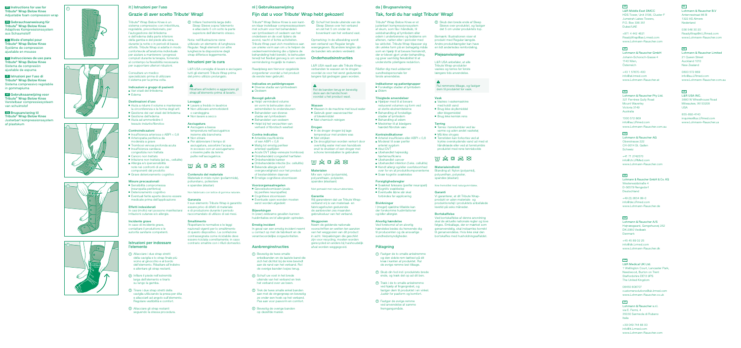**EN** Instructions for use for Tribute® Wrap Below Knee Adjustable foam compression wrap

**DE** Gebrauchsanweisung für Tribute® Wrap Below Knee Adaptives Kompressionssystem aus Schaumstoff

**FR** Mode d'emploi pour Tribute® Wrap Below Knee Système de compression ajustable en mousse

**ES** Instrucciones de uso para Tribute® Wrap Below Knee Sistema de compresión ajustable de espuma

**IT** Istruzioni per l'uso di Tribute® Wrap Below Knee Sistema compressivo regolabile in gommapiuma

**NL** Gebruiksaanwijzing voor Tribute® Wrap Below Knee Verstelbaar compressiesysteem van schuimstof

**DA** Brugsanvisning til Tribute® Wrap Below Knee Justerbart kompressionssystem af plastskum

# it | Istruzioni per l'uso

## Grazie di aver scelto Tribute® Wrap!

Tribute® Wrap Below Knee è un sistema compressivo con imbottitura, regolabile, preconfezionato, per l'autogestione del linfedema e dell'edema della parte inferiore della gamba e del piede alla sera, durante la notte o in periodi di bassa attività. Tribute Wrap si adatta in modo confortevole all'anatomia individuale per aiutare a mantenere i progressi compiuti durante la terapia, fornendo al contempo la flessibilità necessaria per supportare ulteriori riduzioni.

Consultare un medico specializzato prima di utilizzare il sistema per la prima volta.

### Indicazioni e gruppi di pazienti
- Vari stadi del linfedema
- Edema

### Destinazioni d'uso
- Aiuta a ridurre il volume e mantenere la circonferenza e la forma degli arti
- Gestione dei vari stadi del linfedema
- Gestione dell'edema
- Aiuta ad ammorbidire il tessuto indurito/fibrotico

### Controindicazioni
- Insufficienza arteriosa o ABPI < 0,8
- Arteriopatia periferica da moderata a grave
- Trombosi venosa profonda acuta
- Insufficienza cardiaca congestizia non trattata
- Cancro non trattato
- Infezione non trattata (ad es., cellulite)
- Allergia e/o ipersensibilità nota nei confronti di uno dei componenti del prodotto
- Grave deterioramento cognitivo

### Misure precauzionali
- Sensibilità compromessa (neuropatia periferica)
- Deterioramento cognitivo
- Eventuali ferite aperte devono essere medicate prima dell'applicazione

### Effetti indesiderati
In casi (molto) rari possono manifestarsi irritazioni cutanee e/o allergie.

### Incidente grave
In caso di incidente grave, contattare il produttore e le autorità sanitarie competenti.

## Istruzioni per indossare l'elemento

1. Allacciare i due strap stretti della caviglia e lo strap finale più vicino al ginocchio e al bordo dell'elemento. Ribaltare all'indietro e allentare gli strap restanti.
2. Infilare il piede nell'estremità larga dell'elemento e tirarlo su lungo la gamba.
3. Tirare i due strap stretti della caviglia utilizzando la presa per dita e allacciarli ad angolo sull'elemento. Regolare vestibilità e comfort.
4. Allacciare gli strap restanti seguendo la stessa procedura.
5. Infilare l'estremità larga dello Sleep Sleeve sopra l'elemento e allacciarlo 5 cm sotto la parte superiore dell'elemento stesso.

Nota: nell'illustrazione viene utilizzato un elemento di lunghezza Regular. Negli elementi con altre lunghezze la disposizione degli strap differisce leggermente.

## Istruzioni per la cura

L&R USA consiglia di lavare e asciugare tutti gli elementi Tribute Wrap prima del primo utilizzo prolungato.

Ribaltare all'indietro e agganciare gli strap all'elemento prima di lavarlo.

### Lavaggio
- Lavare a freddo in lavatrice
- Non utilizzare ammorbidenti o candeggina
- Non lavare a secco

### Asciugatura
- Asciugare a bassa temperatura nell'asciugatrice insieme alla biancheria
- Non stirare
- Per abbreviare il tempo di asciugatura, assorbire l'acqua in eccesso con un asciugamano o mentre palle da tennis pulite nell'asciugatrice.

### Contenuto del materiale
Materiale in misto nylon (poliammide), poliuretano, poliestere e spandex (elastan)

Non fabbricato con lattice di gomma naturale.

### Garanzia
Il suo elemento Tribute Wrap è garantito essere privo di difetti di materiale e di produzione durante il periodo raccomandato di utilizzo di sei mesi.

### Smaltimento
Rispettare le normative e le leggi nazionali vigenti per lo smaltimento di questo dispositivo. La confezione contrassegnata come riciclabile deve essere riciclata correttamente. In caso contrario smaltire con i rifiuti domestici.

# nl | Gebruiksaanwijzing

## Fijn dat u voor Tribute® Wrap hebt gekozen!

Tribute® Wrap Below Knee is een kant-en-klaar instelbaar compressiesysteem met schuim voor het behandelen van lymfoedeem of oedeem van het onderbeen en de voet tijdens de avond, nacht of lichte activiteiten. Tribute Wrap past zich moeiteloos aan uw unieke vorm aan om u te helpen de oedeemvermindering die u tijdens de behandeling hebt bereikt, te behouden terwijl het flexibel genoeg is om verdere vermindering mogelijk te maken.

Raadpleeg een hiervoor opgeleide zorgverlener voordat u het product de eerste keer gebruikt.

### Indicaties en patiëntgroepen
- Diverse stadia van lymfoedeem
- Oedeem

### Beoogd gebruik
- Helpt verminderd volume en vorm te behouden door extremiteiten te ondersteunen.
- Behandelen van diverse stadia van lymfoedeem
- Behandelen van oedeem
- Helpt bij het verzachten van verhard of fibrotisch weefsel

### Contra-indicaties
- Arteriële insufficiëntie of een ABPI < 0,8
- Matig tot ernstig perifeer arterieel vaatlijden
- Acute DVT (diep-veneuze trombose)
- Onbehandelde congestief hartfalen
- Onbehandelde kanker
- Onbehandelde infectie (bv. cellulitis)
- Bekende allergie en/of overgevoeligheid voor het product of bestanddelen daarvan
- Ernstige cognitieve stoornissen

### Voorzorgsmaatregelen
- Gevoelsstoornissen (zoals bij perifere neuropathie)
- Cognitieve stoornissen
- Eventuele open wonden moeten eerst worden afgedekt

### Bijwerkingen
In (zeer) zeldzame gevallen kunnen huidirritaties en/of allergieën optreden.

### Ernstig incident
In geval van een ernstig incident neemt u contact op met de fabrikant en de verantwoordelijke zorgautoriteiten.

## Aanbrenginstructies

1. Bevestig de twee smalle enkelbanden en de laatste band die zich het dichtst bij de knee bevindt aan de rand van het verband. Rol de overige banden losjes terug.
2. Schuif uw voet in het brede uiteinde van het verband en trek het verband over uw been.
3. Trek de twee smalle enkel banden aan met de vingergreep en bevestig ze onder een hoek op het verband. Pas aan voor pasvorm en comfort.
4. Bevestig de overige banden op dezelfde manier.
5. Schuif het brede uiteinde van de Sleep Sleeve over het verband en zet het 5 cm onder de bovenkant van het verband vast.

Opmerking: In de afbeelding wordt een verband van Regular lengte weergegeven. Bij andere lengten zijn de banden iets anders verdeeld.

## Onderhoudsinstructies

L&R USA raadt aan alle Tribute Wrap-verbanden te wassen en te drogen voordat ze voor het eerst gedurende langere tijd gedragen gaan worden.

Rol de banden terug en bevestig deze aan de handschoen voordat u het product wast.

### Wassen
- Wassen in de machine met koud water
- Gebruik geen wasverzachter of bleekmiddel
- Niet chemisch reinigen

### Drogen
- In de droger drogen bij lage temperatuur met andere was
- Niet strijken
- De droogtijd kan worden verkort door overtollig water met een handdoek snel te drukken of een droger met schone tennisballen te gebruiken

### Materialen
Mix van: nylon (polyamide), polyurethaan, polyester, spandex (elastaan)

Niet gemaakt met natuurrubberlatex.

### Garantie
Wij garanderen dat uw Tribute Wrap-verband vrij is van materiaal- en fabricagefouten gedurende de aanbevolen zes maanden gebruiksduur van het verband.

### Weggooien
Neem de geldende nationale voorschriften en wetten ten aanzien van het weggooien van dit product in acht. Verpakkingen die geschikt zijn voor recycling, moeten worden gerecycled en andere bij huishoudelijk afval worden weggegooid.

# da | Brugsanvisning

## Tak, fordi du har valgt Tribute® Wrap!

Tribute® Wrap Below Knee er et justerbart kompressionssystem af skum, som fås i håndkøb, til selvbehandling af lymfødem eller ødem i underbenene og fødderne om aftenen, natten eller i perioder med lav aktivitet. Tribute Wrap tilpasser sig din unikke form på en behagelig måde som en hjælp til at bevare fremskridt, der er blevet gjort under behandling, og giver samtidig fleksibilitet til at understøtte yderligere reduktion.

Rådfør dig med uddannet sundhedspersonale før første anvendelse.

### Indikationer og patientgrupper
- Forskellige stadier af lymfødem
- Ødem

### Tilsigtede anvendelser
- Hjælper med til at bevare reduceret volumen og form ved at støtte ekstremiteterne
- Behandling af forskellige stadier af lymfødem
- Behandling af ødem
- Medvirker til at blødgøre hærdet/fibrotisk væv

### Kontraindikationer
- Arteriel insufficiens eller ABPI < 0,8
- Moderat til svær perifer arteriel sygdom
- Akut DVT
- Ubehandlet hjertesvigt
- Ubehandlet cancer
- Ubehandlet infektion (f.eks. cellulitis)
- Kendt allergi og/eller overfølsomhed over for en af produktkomponenterne
- Svær kognitiv svækkelse

### Forsigtighedsregler
- Svækket følesans (perifer neuropati)
- Kognitiv svækkelse
- Eventuelle åbne sår skal forbindes før applicering

### Bivirkninger
I (meget) sjældne tilfælde kan der forekomme hudirritationer og/eller allergier.

### Alvorlig hændelse
Ved forekomst af en alvorlig hændelse bedes du henvende dig til producenten og de ansvarlige sundhedsmyndigheder.

## Påtagning

1. Fastgør de to smalle ankelremme og den sidste rem tættest på dit knæ i kanten af produktet. Rul de øvrige remme løst tilbage.
2. Skub din fod ind i produktets brede ende, og træk det op ad dit ben.
3. Træk i de to smalle ankelremme ved hjælp af fingergrebet, og fastgør dem til produktet i en vinkel. Justér for pasform og komfort.
4. Fastgør de øvrige remme ved anvendelse af samme fremgangsmåde.
5. Skub den brede ende af Sleep Sleeve over produktet, og fastgør det 5 cm under produktets top.

Bemærk: Illustrationen viser et produkt med Regular længde. Andre produktlængder kan have en lidt anderledes remfordeling.

## Plejeanvisninger

L&R USA anbefaler, at alle Tribute Wrap-produkter vaskes og tørres før første længere tids anvendelse.

Rul remmene tilbage, og fastgør dem til produktet før vask.

### Vask
- Vaskes i vaskemaskine med koldt vand
- Brug ikke skyllemiddel eller blegemiddel
- Brug ikke kemisk rens

### Tørring
- Tørres i tørretumbler ved lav varme og uden andet vasketøj
- Må ikke stryges
- Tørretiden kan forkortes ved at trykke overskydende vand ud med et håndklæde eller ved at tørretumble produktet med rene tennisbolde

### Materialeindhold
Blanding af: Nylon (polyamid), polyurethan, polyester, spandex (elastan)

Ikke fremstillet med naturgummilatex.

### Garanti
Vi garanterer, at dit Tribute Wrap-produkt er uden materiale- og produktionsfejl i produktets anbefalede levetid på seks måneder.

### Bortskaffelse
Ved bortskaffelse af denne anordning skal de aktuelle nationale regler og love følges. Emballage, der er mærket som genanvendelig, skal indsamles korrekt til genanvendelse. Hvis ikke skal den bortskaffes med husholdningsaffaldet.

---

**AE**
L&R Middle East DMCC
HDS Tower, Unit 3106, Cluster F
Jumeirah Lakes Towers,
P.O. Box 336 351
Dubai/UAE

+971 4 442 4621
ReadyWrap@ae.LRmed.com
www.Lohmann-Rauscher.com

**AT**
Lohmann & Rauscher GmbH
Johann-Schorsch-Gasse 4
1140 Wien,
Österreich

+43 1 57670-400
info@at.LRmed.com
www.Lohmann-Rauscher.at

**AU**
Lohmann & Rauscher Pty Ltd.
321 Ferntree Gully Road
Mount Waverley
Victoria 3149
Australia

1300 572 669
info@au.LRmed.com
www.Lohmann-Rauscher.com.au

**CH**
Lohmann & Rauscher AG
Oberstrasse 222
CH-9014 St. Gallen
Schweiz

+41 71 2742570
info@ch.LRMed.com
www.Lohmann-Rauscher.com

**DE**
Lohmann & Rauscher GmbH & Co. KG
Westerwaldstraße 4
D-56579 Rengsdorf
Deutschland

+49 (0) 2634 99-0
info@de.LRmed.com
www.Lohmann-Rauscher.de

**DK**
Lohmann & Rauscher A/S
Hejrevangen 8, Gørrehusvej 252
DK-2950 Vedbæk
Danmark

+45 45 69 02 25
info@dk.LRmed.com
www.Lohmann-Rauscher.dk

**GB**
L&R Medical UK Ltd.
1 Wellington Court, Lancaster Park,
Needwood, Burton on Trent
Staffordshire DE13 9PS
The United Kingdom

08450 606707
customersolutions@uk.lrmed.com
www.Lohmann-Rauscher.co.uk

**IT**
Lohmann & Rauscher s.r.l.
via E. Fermi, 4
35030 Sarmeola di Rubano
Italia

+39 049 744 66 00
info@it.LRmed.com
www.Lohmann-Rauscher.com

**NL**
Lohmann & Rauscher B.V
Antennestraat 66 B
1322 AS Almere
Nederland

036 546 30 30
ReadyWrap@nl.LRmed.com
www.Lohmann-Rauscher.com

**NZ**
Lohmann & Rauscher Limited
21 Queen Street
Auckland 1010
New Zealand

0800 572 669
info@au.LRmed.com
www.Lohmann-Rauscher.com.au

**US**
L&R USA INC.
3880 W Wheelhouse Road
Milwaukee, WI 53208
USA

855-892-4140
inquiries@us.LRmed.com
www.Lohmann-Rauscher.us